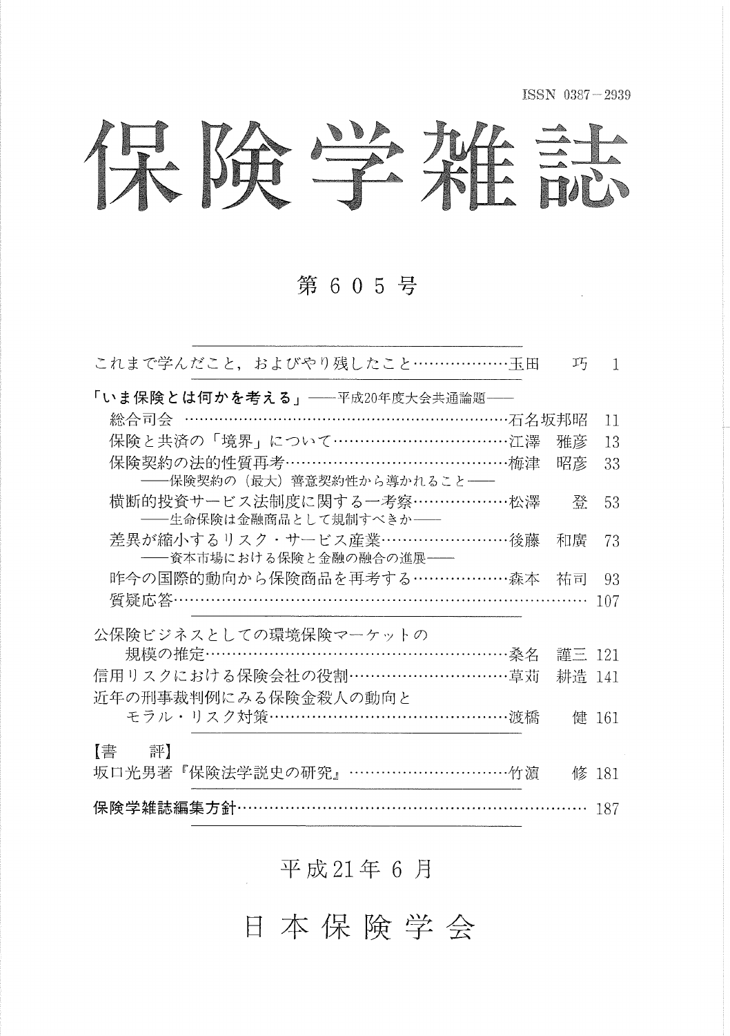ISSN 0387－2939

# 保険学雑誌

## 第６０５号

これまで学んだこと，およびやり残したこと………………玉田　巧　1

**「いま保険とは何かを考える」**——平成20年度大会共通論題——

総合司会 ……………………………………………………………石名坂邦昭　11

保険と共済の「境界」について…………………………………江澤　雅彦　13

保険契約の法的性質再考…………………………………………梅津　昭彦　33
——保険契約の（最大）善意契約性から導かれること——

横断的投資サービス法制度に関する一考察………………松澤　登　53
——生命保険は金融商品として規制すべきか——

差異が縮小するリスク・サービス産業……………………後藤　和廣　73
——資本市場における保険と金融の融合の進展——

昨今の国際的動向から保険商品を再考する………………森本　祐司　93

質疑応答……………………………………………………………………… 107

公保険ビジネスとしての環境保険マーケットの
規模の推定…………………………………………………………桑名　謹三 121

信用リスクにおける保険会社の役割…………………………草苅　耕造 141

近年の刑事裁判例にみる保険金殺人の動向と
モラル・リスク対策……………………………………………渡橋　健 161

【書　評】

坂口光男著『保険法学説史の研究』……………………………竹濵　修 181

**保険学雑誌編集方針**……………………………………………………………… 187

平成21年６月

日本保険学会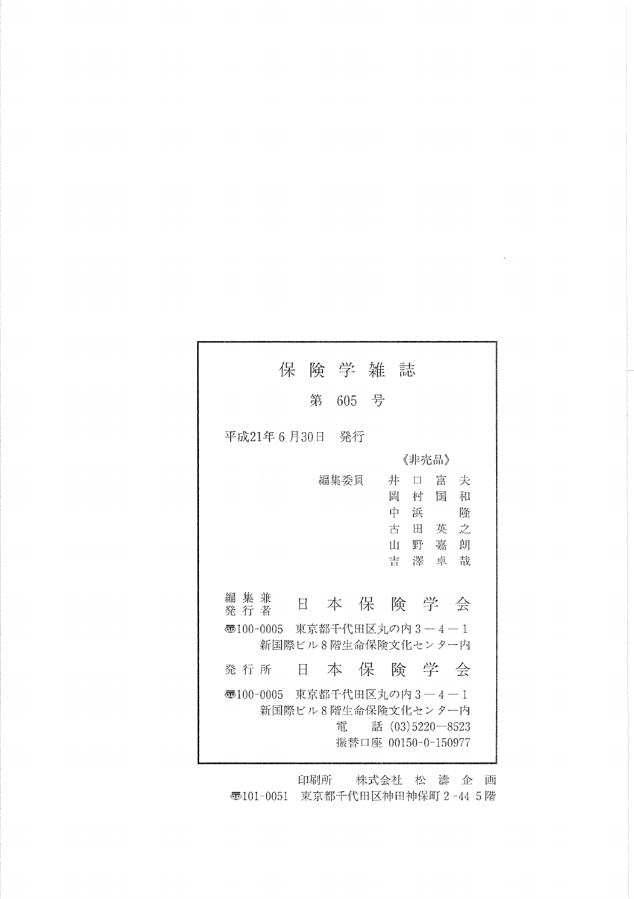# 保険学雑誌

第605号

平成21年6月30日　発行

《非売品》

編集委員　井口富夫
　　　　　岡村国和
　　　　　中浜　隆
　　　　　古田英之
　　　　　山野嘉朗
　　　　　吉澤卓哉

編集兼発行者　日本保険学会

〒100-0005　東京都千代田区丸の内３－４－１
新国際ビル８階生命保険文化センター内

発行所　日本保険学会

〒100-0005　東京都千代田区丸の内３－４－１
新国際ビル８階生命保険文化センター内
電　話　(03)5220－8523
振替口座　00150-0-150977

印刷所　株式会社　松濤企画
〒101-0051　東京都千代田区神田神保町２-44　５階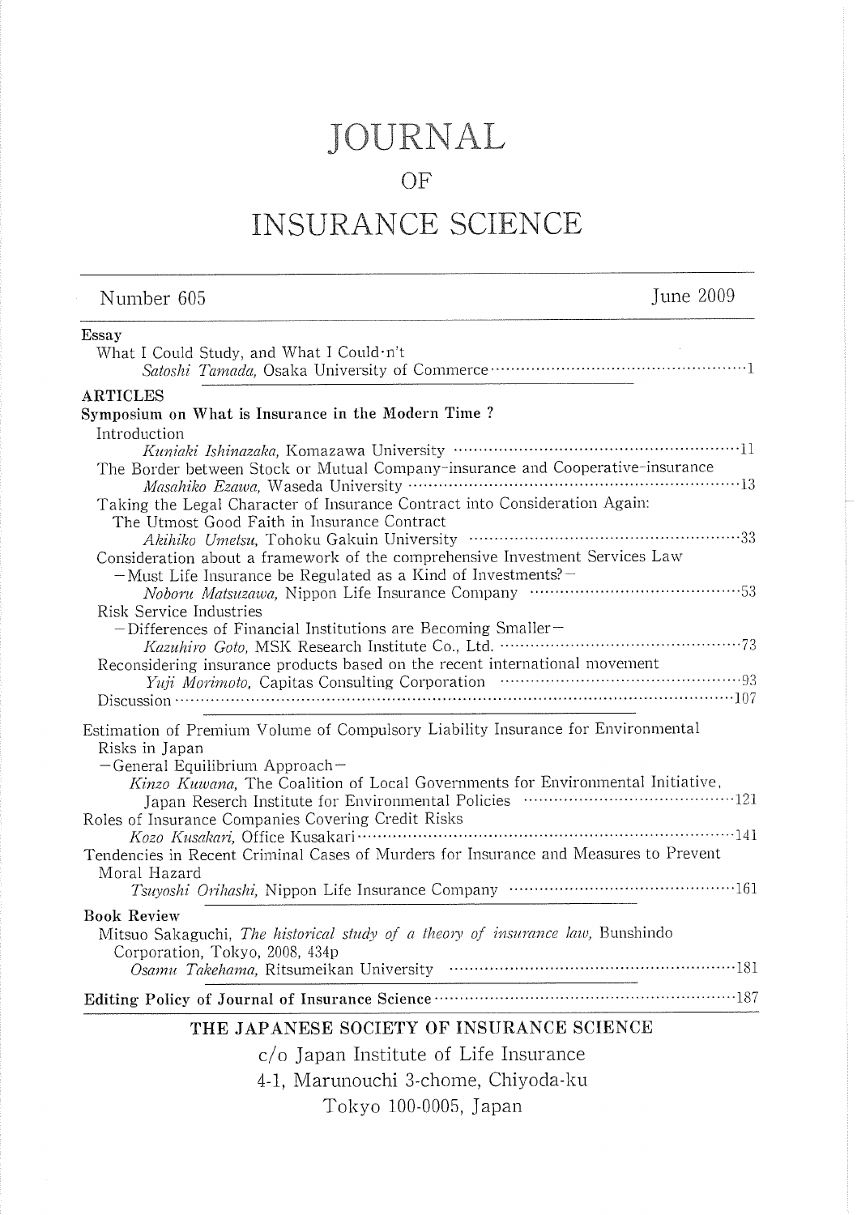# JOURNAL

## OF

# INSURANCE SCIENCE

Number 605 June 2009

**Essay**

What I Could Study, and What I Could·n't
*Satoshi Tamada*, Osaka University of Commerce ········· 1

**ARTICLES**

**Symposium on What is Insurance in the Modern Time ?**

Introduction
*Kuniaki Ishinazaka*, Komazawa University ········· 11

The Border between Stock or Mutual Company-insurance and Cooperative-insurance
*Masahiko Ezawa*, Waseda University ········· 13

Taking the Legal Character of Insurance Contract into Consideration Again: The Utmost Good Faith in Insurance Contract
*Akihiko Umetsu*, Tohoku Gakuin University ········· 33

Consideration about a framework of the comprehensive Investment Services Law
—Must Life Insurance be Regulated as a Kind of Investments?—
*Noboru Matsuzawa*, Nippon Life Insurance Company ········· 53

Risk Service Industries
—Differences of Financial Institutions are Becoming Smaller—
*Kazuhiro Goto*, MSK Research Institute Co., Ltd. ········· 73

Reconsidering insurance products based on the recent international movement
*Yuji Morimoto*, Capitas Consulting Corporation ········· 93

Discussion ········· 107

Estimation of Premium Volume of Compulsory Liability Insurance for Environmental Risks in Japan
—General Equilibrium Approach—
*Kinzo Kuwana*, The Coalition of Local Governments for Environmental Initiative, Japan Reserch Institute for Environmental Policies ········· 121

Roles of Insurance Companies Covering Credit Risks
*Kozo Kusakari*, Office Kusakari ········· 141

Tendencies in Recent Criminal Cases of Murders for Insurance and Measures to Prevent Moral Hazard
*Tsuyoshi Orihashi*, Nippon Life Insurance Company ········· 161

**Book Review**

Mitsuo Sakaguchi, *The historical study of a theory of insurance law*, Bunshindo Corporation, Tokyo, 2008, 434p
*Osamu Takehama*, Ritsumeikan University ········· 181

**Editing Policy of Journal of Insurance Science** ········· 187

**THE JAPANESE SOCIETY OF INSURANCE SCIENCE**

c/o Japan Institute of Life Insurance
4-1, Marunouchi 3-chome, Chiyoda-ku
Tokyo 100-0005, Japan